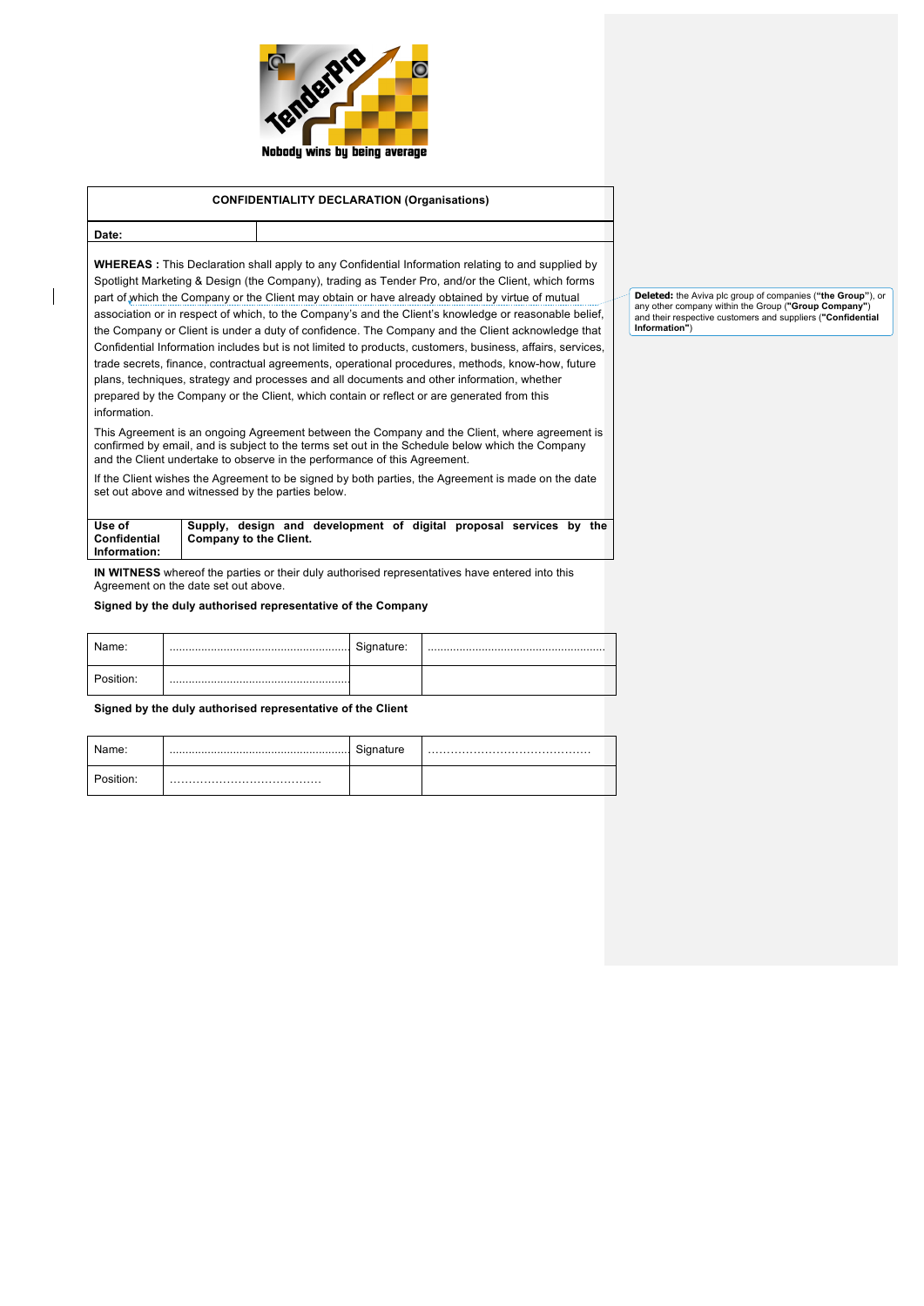Nobody wins by being average

| CONFIDENTIALITY DECLARATION (Organisations) | |
|---|---|
| **Date:** | |

**WHEREAS :** This Declaration shall apply to any Confidential Information relating to and supplied by Spotlight Marketing & Design (the Company), trading as Tender Pro, and/or the Client, which forms part of which the Company or the Client may obtain or have already obtained by virtue of mutual association or in respect of which, to the Company's and the Client's knowledge or reasonable belief, the Company or Client is under a duty of confidence. The Company and the Client acknowledge that Confidential Information includes but is not limited to products, customers, business, affairs, services, trade secrets, finance, contractual agreements, operational procedures, methods, know-how, future plans, techniques, strategy and processes and all documents and other information, whether prepared by the Company or the Client, which contain or reflect or are generated from this information.

**Deleted:** the Aviva plc group of companies (**"the Group"**), or any other company within the Group (**"Group Company"**) and their respective customers and suppliers (**"Confidential Information"**)

This Agreement is an ongoing Agreement between the Company and the Client, where agreement is confirmed by email, and is subject to the terms set out in the Schedule below which the Company and the Client undertake to observe in the performance of this Agreement.

If the Client wishes the Agreement to be signed by both parties, the Agreement is made on the date set out above and witnessed by the parties below.

| **Use of Confidential Information:** | **Supply, design and development of digital proposal services by the Company to the Client.** |
|---|---|

**IN WITNESS** whereof the parties or their duly authorised representatives have entered into this Agreement on the date set out above.

**Signed by the duly authorised representative of the Company**

| Name: | ........................................................ | Signature: | ........................................................ |
|---|---|---|---|
| Position: | ........................................................ | | |

**Signed by the duly authorised representative of the Client**

| Name: | ........................................................ | Signature | …………………………………… |
|---|---|---|---|
| Position: | ………………………………… | | |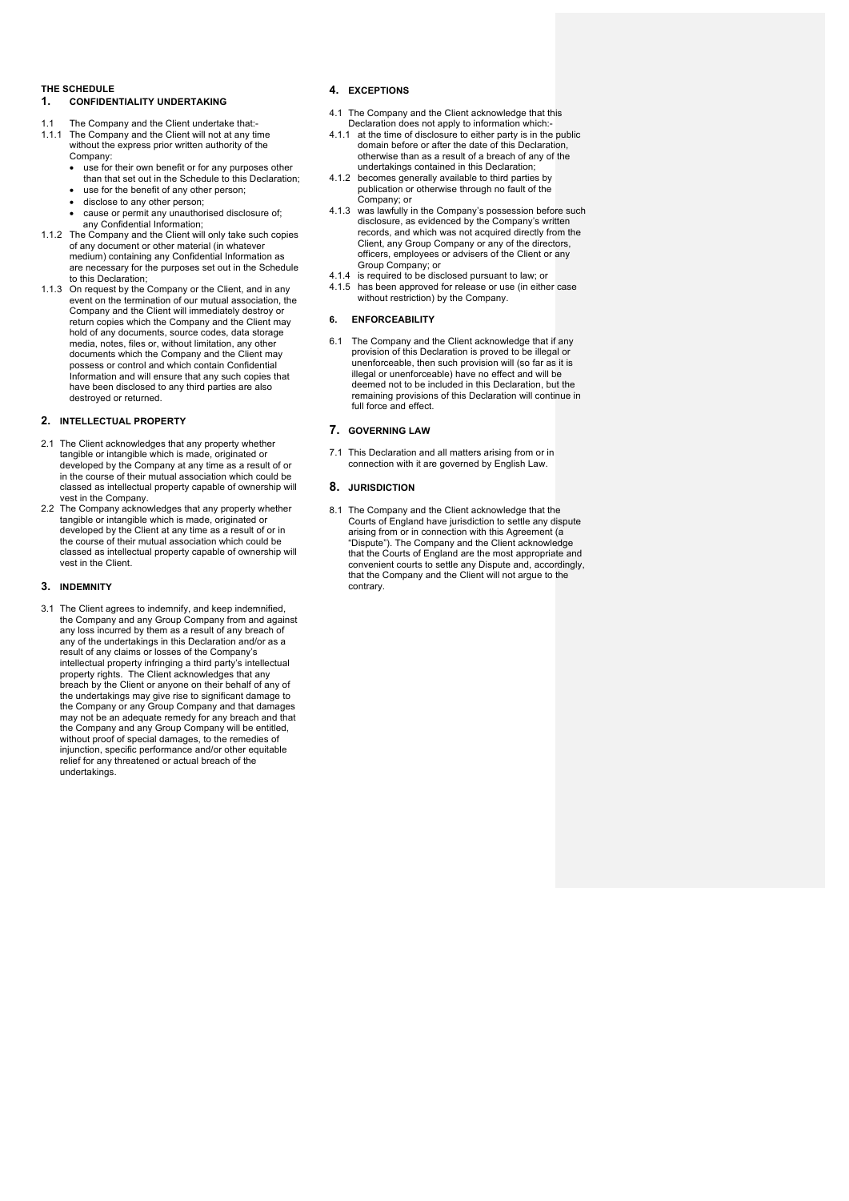**THE SCHEDULE**

## 1. CONFIDENTIALITY UNDERTAKING

1.1 The Company and the Client undertake that:-

1.1.1 The Company and the Client will not at any time without the express prior written authority of the Company:

- use for their own benefit or for any purposes other than that set out in the Schedule to this Declaration;
- use for the benefit of any other person;
- disclose to any other person;
- cause or permit any unauthorised disclosure of; any Confidential Information;

1.1.2 The Company and the Client will only take such copies of any document or other material (in whatever medium) containing any Confidential Information as are necessary for the purposes set out in the Schedule to this Declaration;

1.1.3 On request by the Company or the Client, and in any event on the termination of our mutual association, the Company and the Client will immediately destroy or return copies which the Company and the Client may hold of any documents, source codes, data storage media, notes, files or, without limitation, any other documents which the Company and the Client may possess or control and which contain Confidential Information and will ensure that any such copies that have been disclosed to any third parties are also destroyed or returned.

## 2. INTELLECTUAL PROPERTY

2.1 The Client acknowledges that any property whether tangible or intangible which is made, originated or developed by the Company at any time as a result of or in the course of their mutual association which could be classed as intellectual property capable of ownership will vest in the Company.

2.2 The Company acknowledges that any property whether tangible or intangible which is made, originated or developed by the Client at any time as a result of or in the course of their mutual association which could be classed as intellectual property capable of ownership will vest in the Client.

## 3. INDEMNITY

3.1 The Client agrees to indemnify, and keep indemnified, the Company and any Group Company from and against any loss incurred by them as a result of any breach of any of the undertakings in this Declaration and/or as a result of any claims or losses of the Company's intellectual property infringing a third party's intellectual property rights. The Client acknowledges that any breach by the Client or anyone on their behalf of any of the undertakings may give rise to significant damage to the Company or any Group Company and that damages may not be an adequate remedy for any breach and that the Company and any Group Company will be entitled, without proof of special damages, to the remedies of injunction, specific performance and/or other equitable relief for any threatened or actual breach of the undertakings.

## 4. EXCEPTIONS

4.1 The Company and the Client acknowledge that this Declaration does not apply to information which:-

4.1.1 at the time of disclosure to either party is in the public domain before or after the date of this Declaration, otherwise than as a result of a breach of any of the undertakings contained in this Declaration;

4.1.2 becomes generally available to third parties by publication or otherwise through no fault of the Company; or

4.1.3 was lawfully in the Company's possession before such disclosure, as evidenced by the Company's written records, and which was not acquired directly from the Client, any Group Company or any of the directors, officers, employees or advisers of the Client or any Group Company; or

4.1.4 is required to be disclosed pursuant to law; or

4.1.5 has been approved for release or use (in either case without restriction) by the Company.

## 6. ENFORCEABILITY

6.1 The Company and the Client acknowledge that if any provision of this Declaration is proved to be illegal or unenforceable, then such provision will (so far as it is illegal or unenforceable) have no effect and will be deemed not to be included in this Declaration, but the remaining provisions of this Declaration will continue in full force and effect.

## 7. GOVERNING LAW

7.1 This Declaration and all matters arising from or in connection with it are governed by English Law.

## 8. JURISDICTION

8.1 The Company and the Client acknowledge that the Courts of England have jurisdiction to settle any dispute arising from or in connection with this Agreement (a "Dispute"). The Company and the Client acknowledge that the Courts of England are the most appropriate and convenient courts to settle any Dispute and, accordingly, that the Company and the Client will not argue to the contrary.